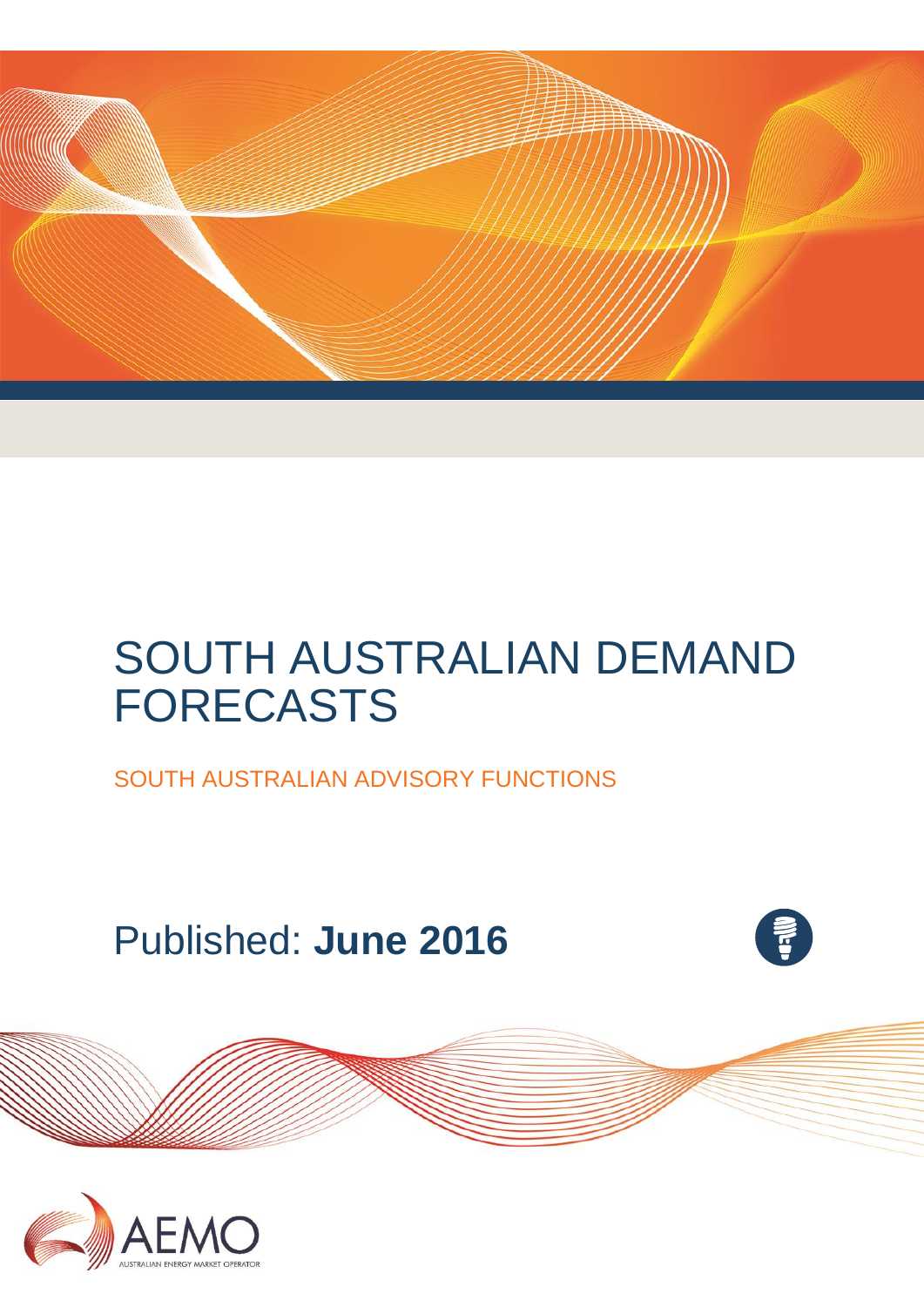# SOUTH AUSTRALIAN DEMAND FORECASTS

SOUTH AUSTRALIAN ADVISORY FUNCTIONS

Published: **June 2016**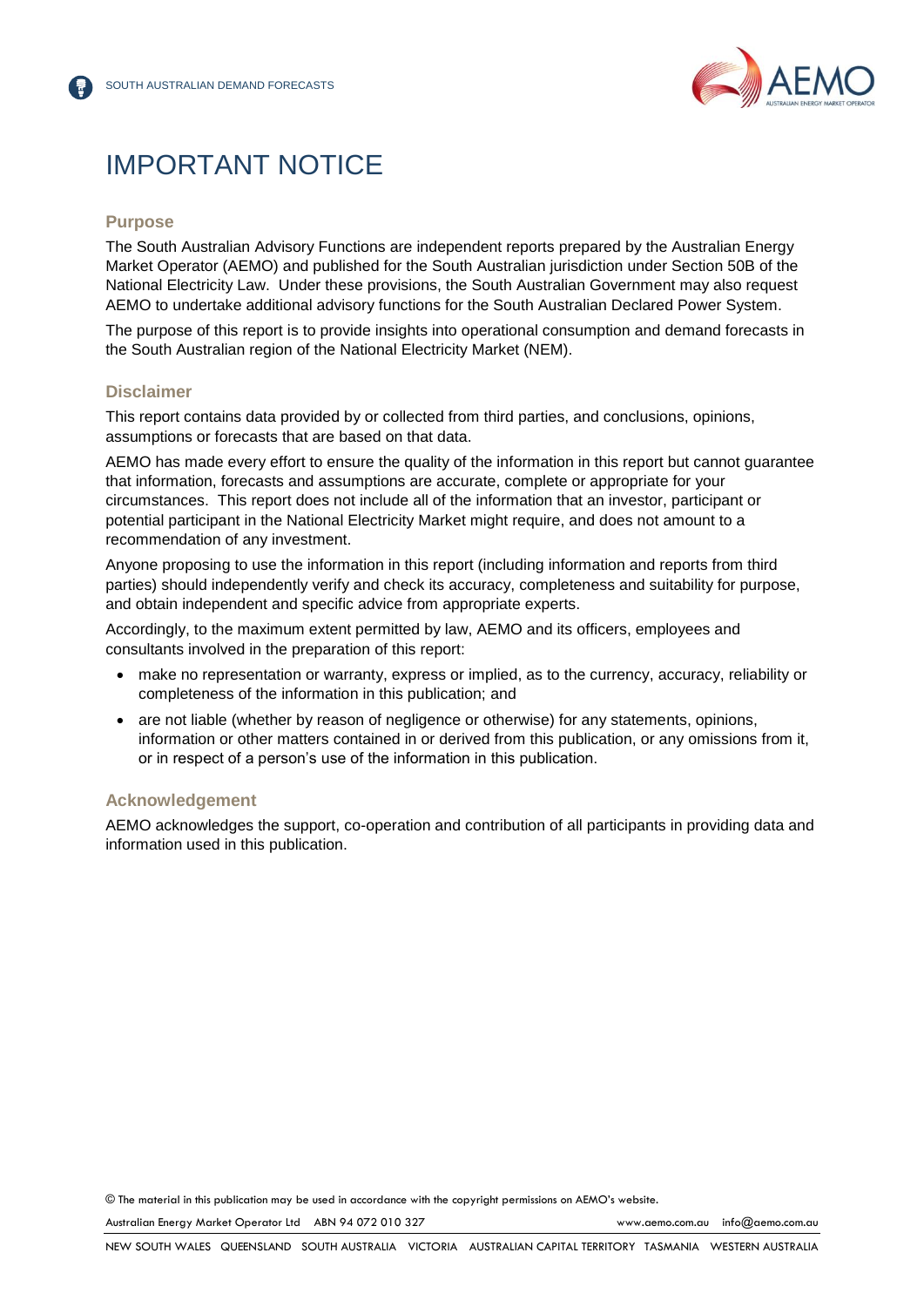# IMPORTANT NOTICE

## Purpose

The South Australian Advisory Functions are independent reports prepared by the Australian Energy Market Operator (AEMO) and published for the South Australian jurisdiction under Section 50B of the National Electricity Law. Under these provisions, the South Australian Government may also request AEMO to undertake additional advisory functions for the South Australian Declared Power System.

The purpose of this report is to provide insights into operational consumption and demand forecasts in the South Australian region of the National Electricity Market (NEM).

## Disclaimer

This report contains data provided by or collected from third parties, and conclusions, opinions, assumptions or forecasts that are based on that data.

AEMO has made every effort to ensure the quality of the information in this report but cannot guarantee that information, forecasts and assumptions are accurate, complete or appropriate for your circumstances. This report does not include all of the information that an investor, participant or potential participant in the National Electricity Market might require, and does not amount to a recommendation of any investment.

Anyone proposing to use the information in this report (including information and reports from third parties) should independently verify and check its accuracy, completeness and suitability for purpose, and obtain independent and specific advice from appropriate experts.

Accordingly, to the maximum extent permitted by law, AEMO and its officers, employees and consultants involved in the preparation of this report:

- make no representation or warranty, express or implied, as to the currency, accuracy, reliability or completeness of the information in this publication; and
- are not liable (whether by reason of negligence or otherwise) for any statements, opinions, information or other matters contained in or derived from this publication, or any omissions from it, or in respect of a person's use of the information in this publication.

## Acknowledgement

AEMO acknowledges the support, co-operation and contribution of all participants in providing data and information used in this publication.

© The material in this publication may be used in accordance with the copyright permissions on AEMO's website.

Australian Energy Market Operator Ltd ABN 94 072 010 327 www.aemo.com.au info@aemo.com.au

NEW SOUTH WALES QUEENSLAND SOUTH AUSTRALIA VICTORIA AUSTRALIAN CAPITAL TERRITORY TASMANIA WESTERN AUSTRALIA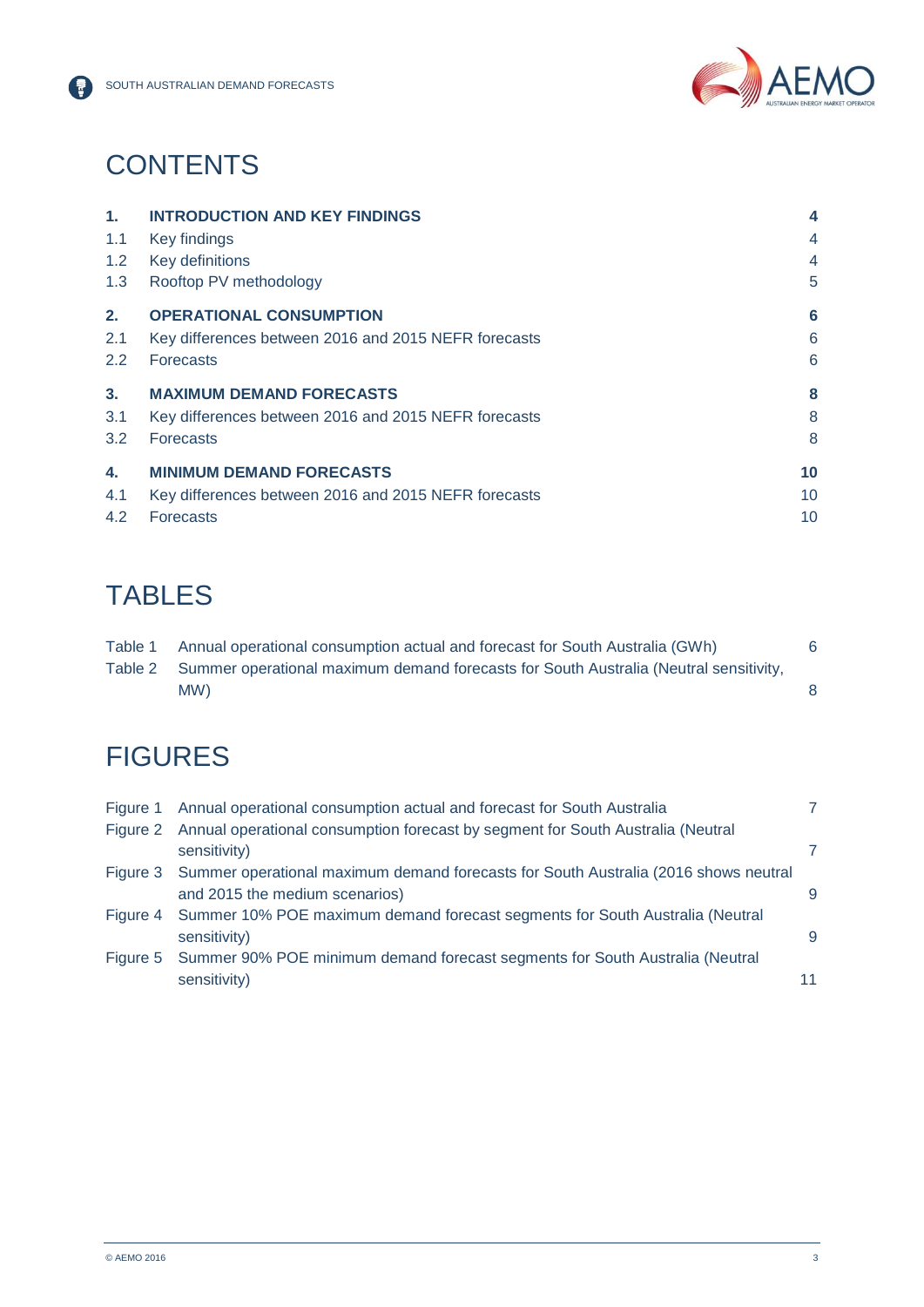# CONTENTS

| | | |
|---|---|---|
| **1.** | **INTRODUCTION AND KEY FINDINGS** | **4** |
| 1.1 | Key findings | 4 |
| 1.2 | Key definitions | 4 |
| 1.3 | Rooftop PV methodology | 5 |
| **2.** | **OPERATIONAL CONSUMPTION** | **6** |
| 2.1 | Key differences between 2016 and 2015 NEFR forecasts | 6 |
| 2.2 | Forecasts | 6 |
| **3.** | **MAXIMUM DEMAND FORECASTS** | **8** |
| 3.1 | Key differences between 2016 and 2015 NEFR forecasts | 8 |
| 3.2 | Forecasts | 8 |
| **4.** | **MINIMUM DEMAND FORECASTS** | **10** |
| 4.1 | Key differences between 2016 and 2015 NEFR forecasts | 10 |
| 4.2 | Forecasts | 10 |

# TABLES

| | | |
|---|---|---|
| Table 1 | Annual operational consumption actual and forecast for South Australia (GWh) | 6 |
| Table 2 | Summer operational maximum demand forecasts for South Australia (Neutral sensitivity, MW) | 8 |

# FIGURES

| | | |
|---|---|---|
| Figure 1 | Annual operational consumption actual and forecast for South Australia | 7 |
| Figure 2 | Annual operational consumption forecast by segment for South Australia (Neutral sensitivity) | 7 |
| Figure 3 | Summer operational maximum demand forecasts for South Australia (2016 shows neutral and 2015 the medium scenarios) | 9 |
| Figure 4 | Summer 10% POE maximum demand forecast segments for South Australia (Neutral sensitivity) | 9 |
| Figure 5 | Summer 90% POE minimum demand forecast segments for South Australia (Neutral sensitivity) | 11 |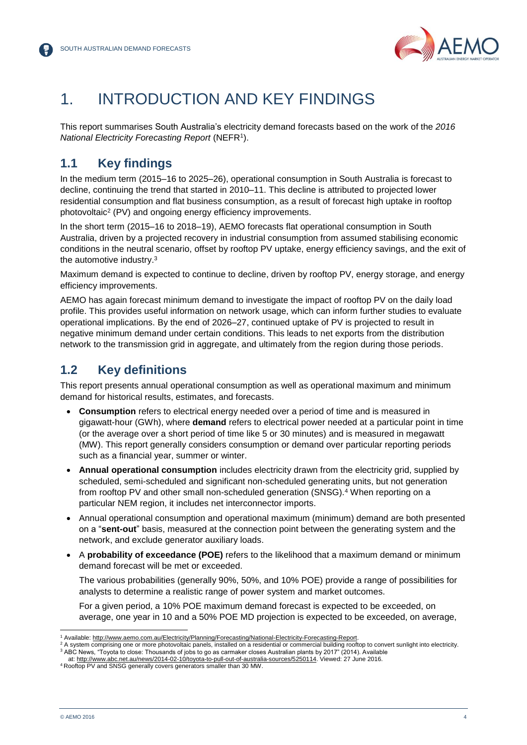# 1. INTRODUCTION AND KEY FINDINGS

This report summarises South Australia's electricity demand forecasts based on the work of the *2016 National Electricity Forecasting Report* (NEFR[1]).

## 1.1 Key findings

In the medium term (2015–16 to 2025–26), operational consumption in South Australia is forecast to decline, continuing the trend that started in 2010–11. This decline is attributed to projected lower residential consumption and flat business consumption, as a result of forecast high uptake in rooftop photovoltaic[2] (PV) and ongoing energy efficiency improvements.

In the short term (2015–16 to 2018–19), AEMO forecasts flat operational consumption in South Australia, driven by a projected recovery in industrial consumption from assumed stabilising economic conditions in the neutral scenario, offset by rooftop PV uptake, energy efficiency savings, and the exit of the automotive industry.[3]

Maximum demand is expected to continue to decline, driven by rooftop PV, energy storage, and energy efficiency improvements.

AEMO has again forecast minimum demand to investigate the impact of rooftop PV on the daily load profile. This provides useful information on network usage, which can inform further studies to evaluate operational implications. By the end of 2026–27, continued uptake of PV is projected to result in negative minimum demand under certain conditions. This leads to net exports from the distribution network to the transmission grid in aggregate, and ultimately from the region during those periods.

## 1.2 Key definitions

This report presents annual operational consumption as well as operational maximum and minimum demand for historical results, estimates, and forecasts.

- **Consumption** refers to electrical energy needed over a period of time and is measured in gigawatt-hour (GWh), where **demand** refers to electrical power needed at a particular point in time (or the average over a short period of time like 5 or 30 minutes) and is measured in megawatt (MW). This report generally considers consumption or demand over particular reporting periods such as a financial year, summer or winter.
- **Annual operational consumption** includes electricity drawn from the electricity grid, supplied by scheduled, semi-scheduled and significant non-scheduled generating units, but not generation from rooftop PV and other small non-scheduled generation (SNSG).[4] When reporting on a particular NEM region, it includes net interconnector imports.
- Annual operational consumption and operational maximum (minimum) demand are both presented on a "**sent-out**" basis, measured at the connection point between the generating system and the network, and exclude generator auxiliary loads.
- A **probability of exceedance (POE)** refers to the likelihood that a maximum demand or minimum demand forecast will be met or exceeded.

  The various probabilities (generally 90%, 50%, and 10% POE) provide a range of possibilities for analysts to determine a realistic range of power system and market outcomes.

  For a given period, a 10% POE maximum demand forecast is expected to be exceeded, on average, one year in 10 and a 50% POE MD projection is expected to be exceeded, on average,

---

[1] Available: http://www.aemo.com.au/Electricity/Planning/Forecasting/National-Electricity-Forecasting-Report.

[2] A system comprising one or more photovoltaic panels, installed on a residential or commercial building rooftop to convert sunlight into electricity.

[3] ABC News, "Toyota to close: Thousands of jobs to go as carmaker closes Australian plants by 2017" (2014). Available at: http://www.abc.net.au/news/2014-02-10/toyota-to-pull-out-of-australia-sources/5250114. Viewed: 27 June 2016.

[4] Rooftop PV and SNSG generally covers generators smaller than 30 MW.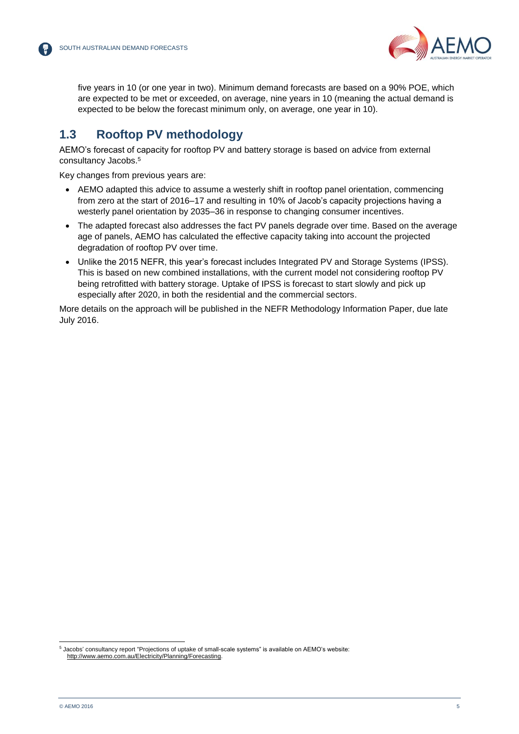five years in 10 (or one year in two). Minimum demand forecasts are based on a 90% POE, which are expected to be met or exceeded, on average, nine years in 10 (meaning the actual demand is expected to be below the forecast minimum only, on average, one year in 10).

## 1.3 Rooftop PV methodology

AEMO's forecast of capacity for rooftop PV and battery storage is based on advice from external consultancy Jacobs.[5]

Key changes from previous years are:

- AEMO adapted this advice to assume a westerly shift in rooftop panel orientation, commencing from zero at the start of 2016–17 and resulting in 10% of Jacob's capacity projections having a westerly panel orientation by 2035–36 in response to changing consumer incentives.
- The adapted forecast also addresses the fact PV panels degrade over time. Based on the average age of panels, AEMO has calculated the effective capacity taking into account the projected degradation of rooftop PV over time.
- Unlike the 2015 NEFR, this year's forecast includes Integrated PV and Storage Systems (IPSS). This is based on new combined installations, with the current model not considering rooftop PV being retrofitted with battery storage. Uptake of IPSS is forecast to start slowly and pick up especially after 2020, in both the residential and the commercial sectors.

More details on the approach will be published in the NEFR Methodology Information Paper, due late July 2016.

[5] Jacobs' consultancy report "Projections of uptake of small-scale systems" is available on AEMO's website: http://www.aemo.com.au/Electricity/Planning/Forecasting.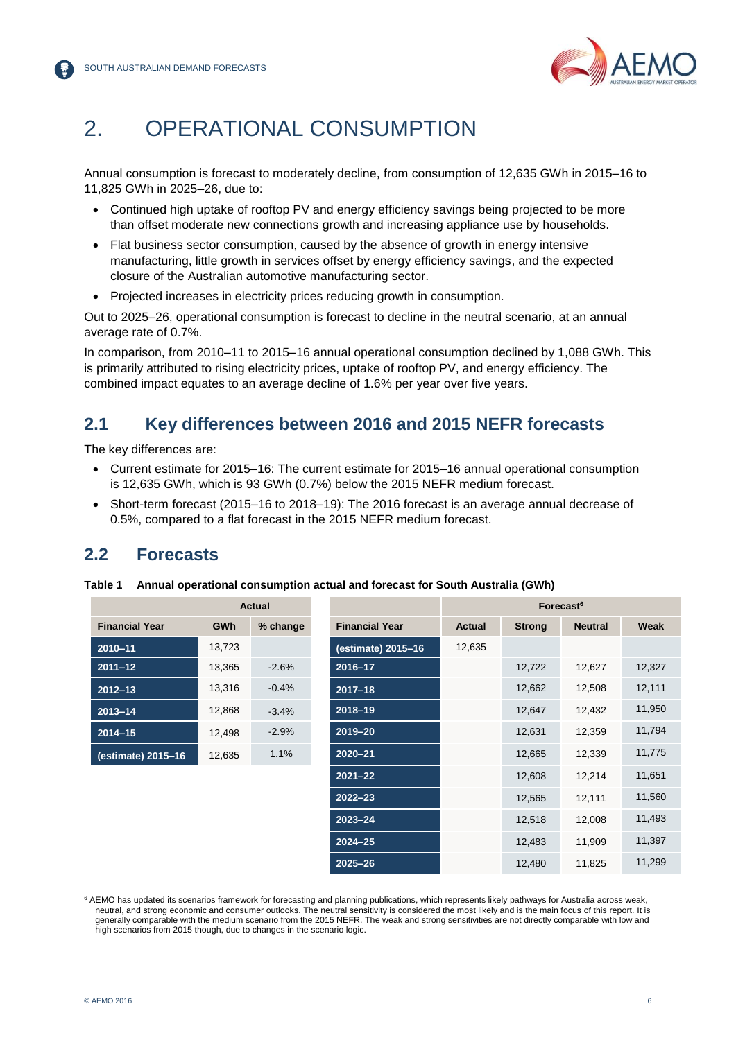# 2. OPERATIONAL CONSUMPTION

Annual consumption is forecast to moderately decline, from consumption of 12,635 GWh in 2015–16 to 11,825 GWh in 2025–26, due to:

- Continued high uptake of rooftop PV and energy efficiency savings being projected to be more than offset moderate new connections growth and increasing appliance use by households.
- Flat business sector consumption, caused by the absence of growth in energy intensive manufacturing, little growth in services offset by energy efficiency savings, and the expected closure of the Australian automotive manufacturing sector.
- Projected increases in electricity prices reducing growth in consumption.

Out to 2025–26, operational consumption is forecast to decline in the neutral scenario, at an annual average rate of 0.7%.

In comparison, from 2010–11 to 2015–16 annual operational consumption declined by 1,088 GWh. This is primarily attributed to rising electricity prices, uptake of rooftop PV, and energy efficiency. The combined impact equates to an average decline of 1.6% per year over five years.

## 2.1 Key differences between 2016 and 2015 NEFR forecasts

The key differences are:

- Current estimate for 2015–16: The current estimate for 2015–16 annual operational consumption is 12,635 GWh, which is 93 GWh (0.7%) below the 2015 NEFR medium forecast.
- Short-term forecast (2015–16 to 2018–19): The 2016 forecast is an average annual decrease of 0.5%, compared to a flat forecast in the 2015 NEFR medium forecast.

## 2.2 Forecasts

**Table 1 Annual operational consumption actual and forecast for South Australia (GWh)**

| | Actual | |
|---|---|---|
| **Financial Year** | **GWh** | **% change** |
| 2010–11 | 13,723 | |
| 2011–12 | 13,365 | -2.6% |
| 2012–13 | 13,316 | -0.4% |
| 2013–14 | 12,868 | -3.4% |
| 2014–15 | 12,498 | -2.9% |
| (estimate) 2015–16 | 12,635 | 1.1% |

| | Forecast[6] | | | |
|---|---|---|---|---|
| **Financial Year** | **Actual** | **Strong** | **Neutral** | **Weak** |
| (estimate) 2015–16 | 12,635 | | | |
| 2016–17 | | 12,722 | 12,627 | 12,327 |
| 2017–18 | | 12,662 | 12,508 | 12,111 |
| 2018–19 | | 12,647 | 12,432 | 11,950 |
| 2019–20 | | 12,631 | 12,359 | 11,794 |
| 2020–21 | | 12,665 | 12,339 | 11,775 |
| 2021–22 | | 12,608 | 12,214 | 11,651 |
| 2022–23 | | 12,565 | 12,111 | 11,560 |
| 2023–24 | | 12,518 | 12,008 | 11,493 |
| 2024–25 | | 12,483 | 11,909 | 11,397 |
| 2025–26 | | 12,480 | 11,825 | 11,299 |

[6] AEMO has updated its scenarios framework for forecasting and planning publications, which represents likely pathways for Australia across weak, neutral, and strong economic and consumer outlooks. The neutral sensitivity is considered the most likely and is the main focus of this report. It is generally comparable with the medium scenario from the 2015 NEFR. The weak and strong sensitivities are not directly comparable with low and high scenarios from 2015 though, due to changes in the scenario logic.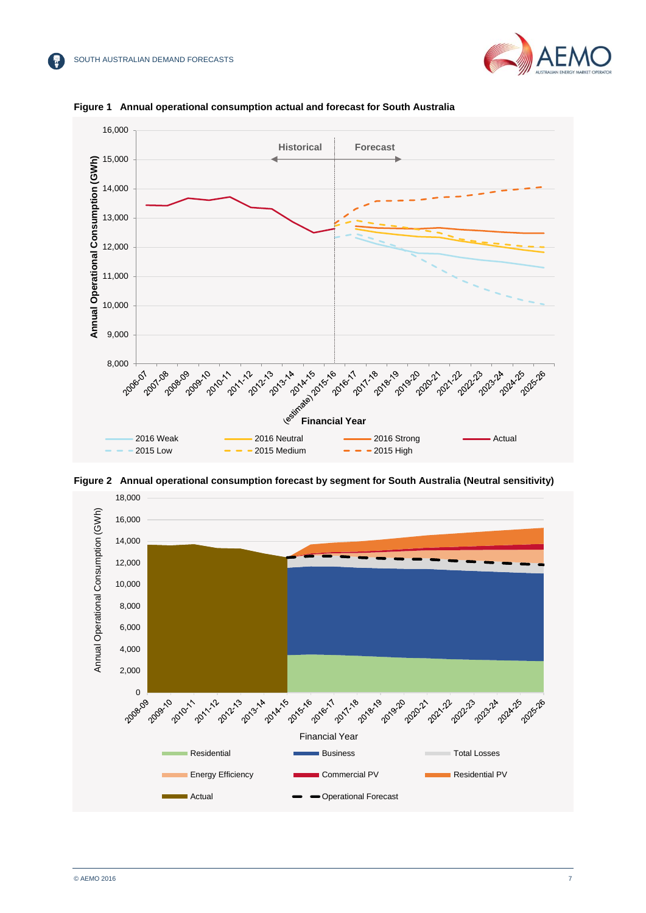**Figure 1 Annual operational consumption actual and forecast for South Australia**

**Figure 2 Annual operational consumption forecast by segment for South Australia (Neutral sensitivity)**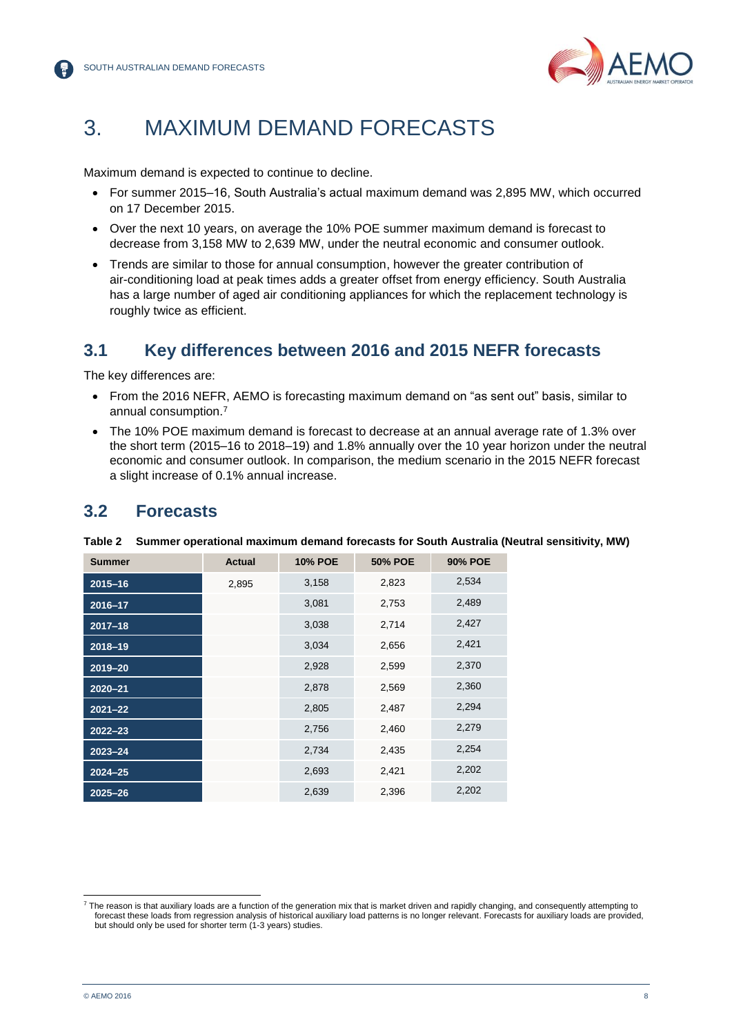// 3. MAXIMUM DEMAND FORECASTS

Maximum demand is expected to continue to decline.

- For summer 2015–16, South Australia's actual maximum demand was 2,895 MW, which occurred on 17 December 2015.
- Over the next 10 years, on average the 10% POE summer maximum demand is forecast to decrease from 3,158 MW to 2,639 MW, under the neutral economic and consumer outlook.
- Trends are similar to those for annual consumption, however the greater contribution of air-conditioning load at peak times adds a greater offset from energy efficiency. South Australia has a large number of aged air conditioning appliances for which the replacement technology is roughly twice as efficient.

## 3.1 Key differences between 2016 and 2015 NEFR forecasts

The key differences are:

- From the 2016 NEFR, AEMO is forecasting maximum demand on "as sent out" basis, similar to annual consumption.[7]
- The 10% POE maximum demand is forecast to decrease at an annual average rate of 1.3% over the short term (2015–16 to 2018–19) and 1.8% annually over the 10 year horizon under the neutral economic and consumer outlook. In comparison, the medium scenario in the 2015 NEFR forecast a slight increase of 0.1% annual increase.

## 3.2 Forecasts

**Table 2 Summer operational maximum demand forecasts for South Australia (Neutral sensitivity, MW)**

| Summer | Actual | 10% POE | 50% POE | 90% POE |
|---|---|---|---|---|
| 2015–16 | 2,895 | 3,158 | 2,823 | 2,534 |
| 2016–17 | | 3,081 | 2,753 | 2,489 |
| 2017–18 | | 3,038 | 2,714 | 2,427 |
| 2018–19 | | 3,034 | 2,656 | 2,421 |
| 2019–20 | | 2,928 | 2,599 | 2,370 |
| 2020–21 | | 2,878 | 2,569 | 2,360 |
| 2021–22 | | 2,805 | 2,487 | 2,294 |
| 2022–23 | | 2,756 | 2,460 | 2,279 |
| 2023–24 | | 2,734 | 2,435 | 2,254 |
| 2024–25 | | 2,693 | 2,421 | 2,202 |
| 2025–26 | | 2,639 | 2,396 | 2,202 |

[7] The reason is that auxiliary loads are a function of the generation mix that is market driven and rapidly changing, and consequently attempting to forecast these loads from regression analysis of historical auxiliary load patterns is no longer relevant. Forecasts for auxiliary loads are provided, but should only be used for shorter term (1-3 years) studies.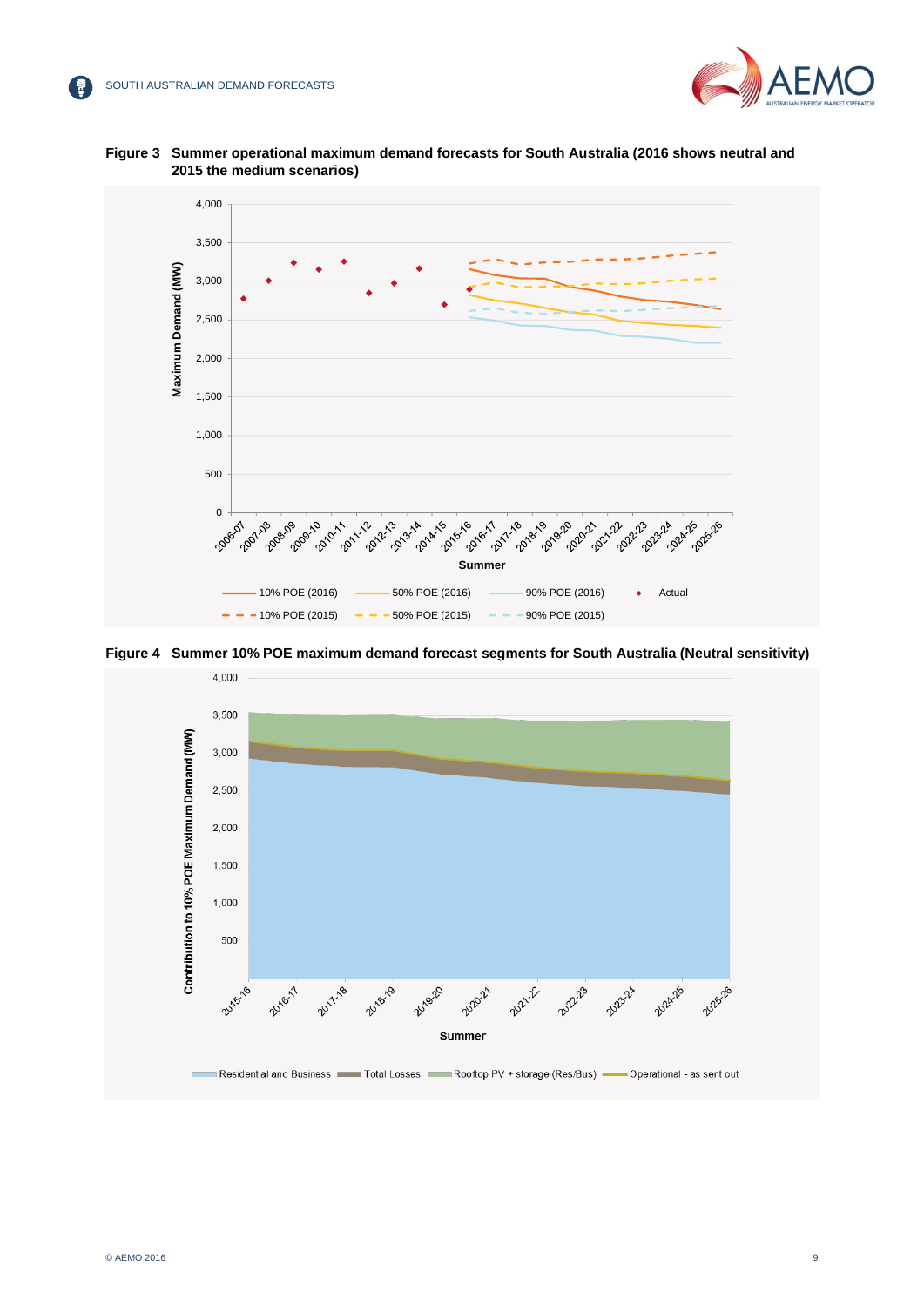**Figure 3 Summer operational maximum demand forecasts for South Australia (2016 shows neutral and 2015 the medium scenarios)**

**Figure 4 Summer 10% POE maximum demand forecast segments for South Australia (Neutral sensitivity)**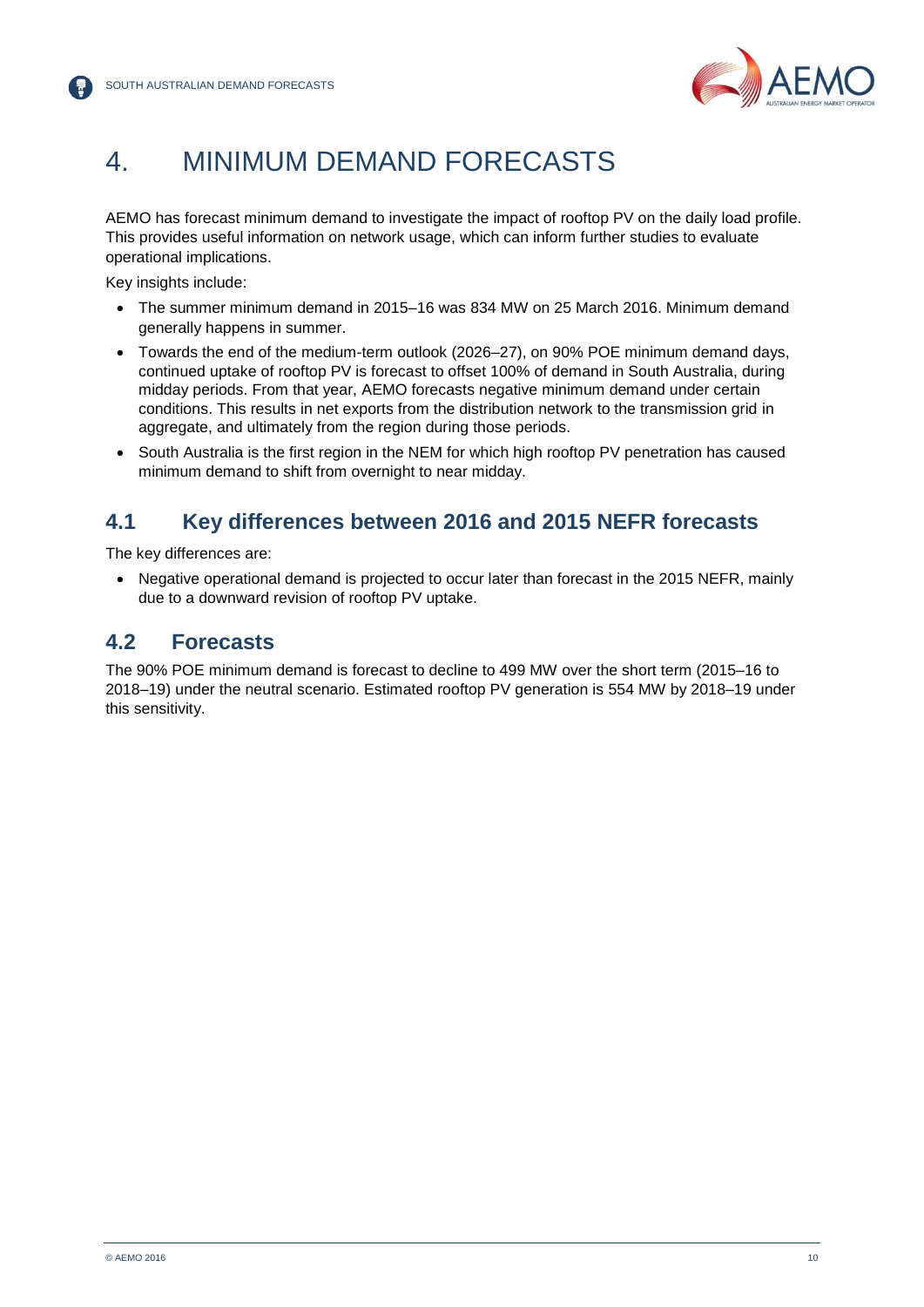# 4. MINIMUM DEMAND FORECASTS

AEMO has forecast minimum demand to investigate the impact of rooftop PV on the daily load profile. This provides useful information on network usage, which can inform further studies to evaluate operational implications.

Key insights include:

- The summer minimum demand in 2015–16 was 834 MW on 25 March 2016. Minimum demand generally happens in summer.
- Towards the end of the medium-term outlook (2026–27), on 90% POE minimum demand days, continued uptake of rooftop PV is forecast to offset 100% of demand in South Australia, during midday periods. From that year, AEMO forecasts negative minimum demand under certain conditions. This results in net exports from the distribution network to the transmission grid in aggregate, and ultimately from the region during those periods.
- South Australia is the first region in the NEM for which high rooftop PV penetration has caused minimum demand to shift from overnight to near midday.

## 4.1 Key differences between 2016 and 2015 NEFR forecasts

The key differences are:

- Negative operational demand is projected to occur later than forecast in the 2015 NEFR, mainly due to a downward revision of rooftop PV uptake.

## 4.2 Forecasts

The 90% POE minimum demand is forecast to decline to 499 MW over the short term (2015–16 to 2018–19) under the neutral scenario. Estimated rooftop PV generation is 554 MW by 2018–19 under this sensitivity.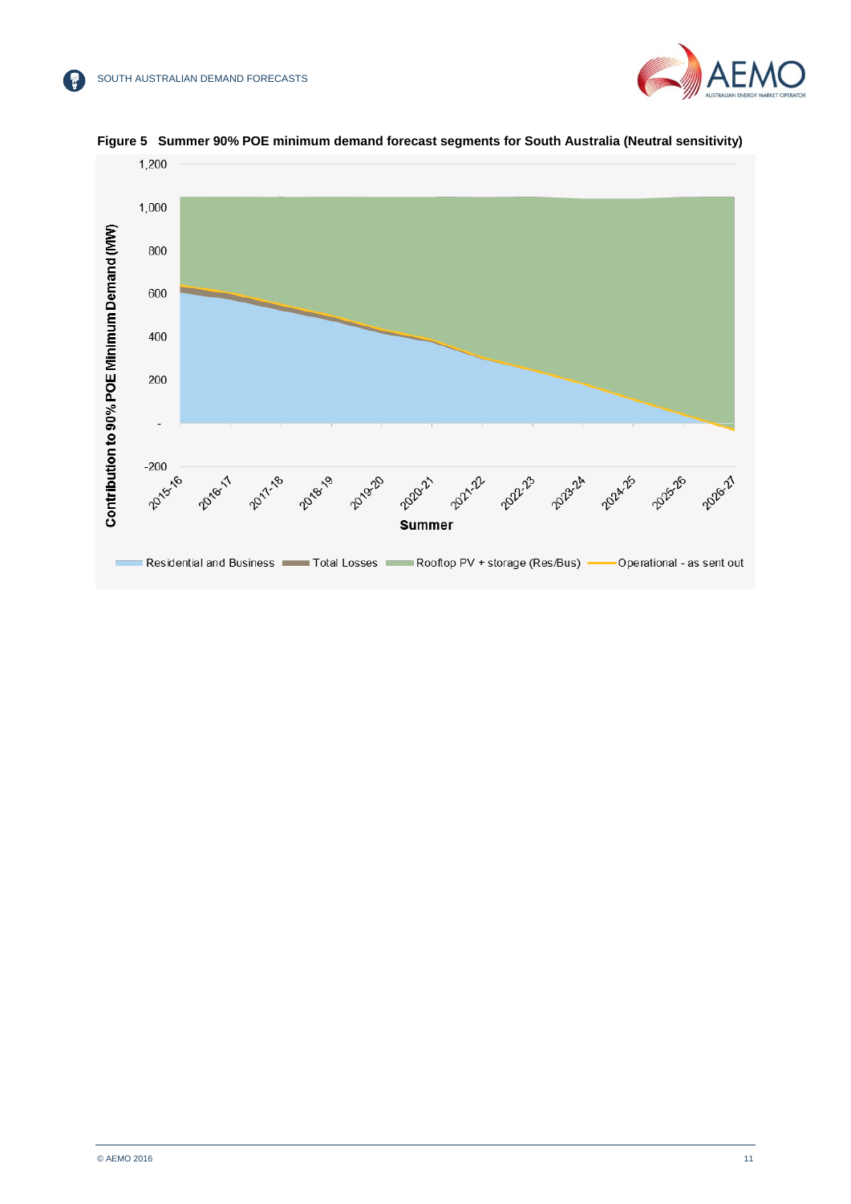**Figure 5 Summer 90% POE minimum demand forecast segments for South Australia (Neutral sensitivity)**

Contribution to 90% POE Minimum Demand (MW)

1,200
1,000
800
600
400
200
-
-200

2015-16
2016-17
2017-18
2018-19
2019-20
2020-21
2021-22
2022-23
2023-24
2024-25
2025-26
2026-27

Summer

Residential and Business
Total Losses
Rooftop PV + storage (Res/Bus)
Operational - as sent out